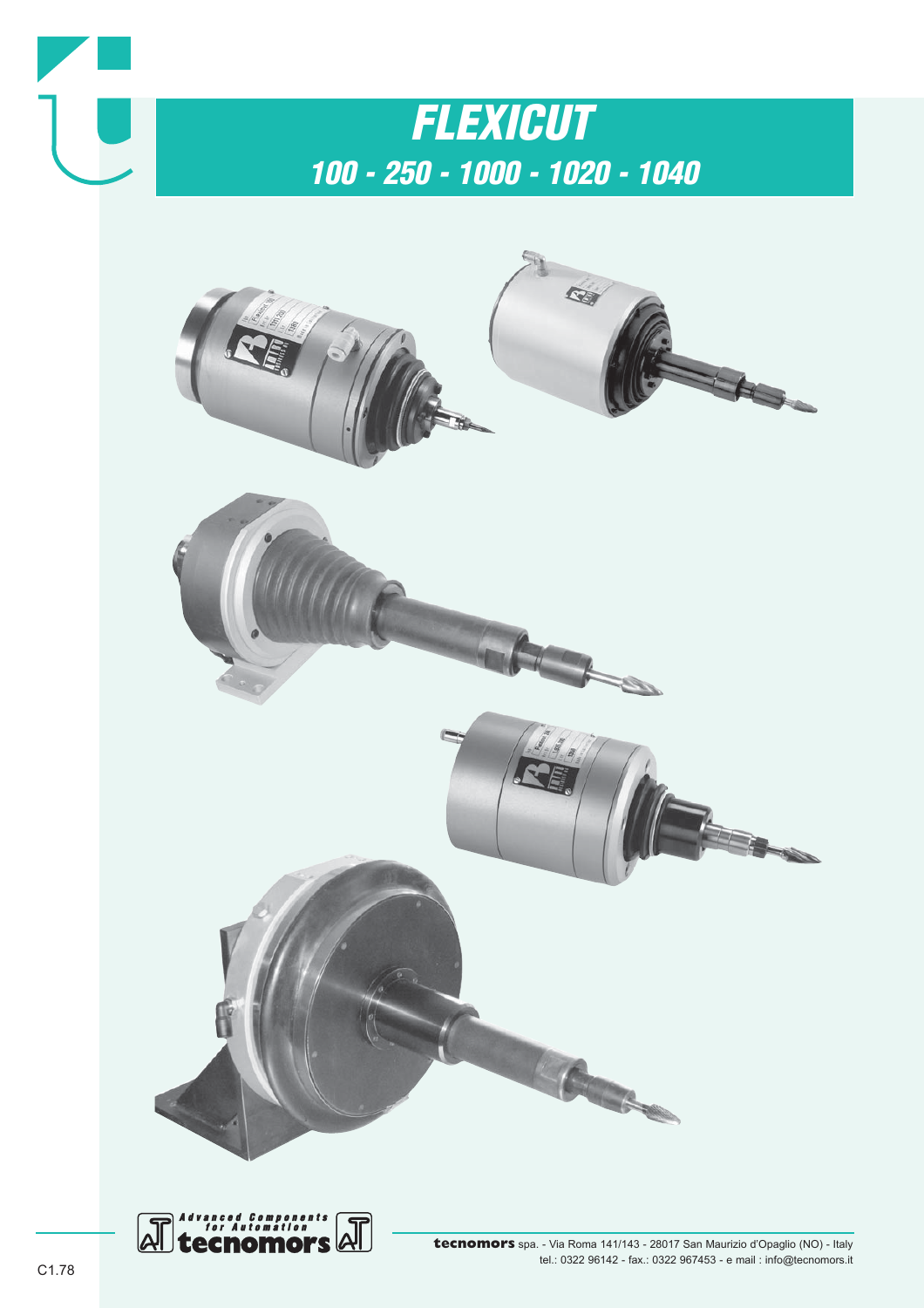# FLEXICUT

## 100 - 250 - 1000 - 1020 - 1040

Advanced Components for Automation

tecnomors

**tecnomors** spa. - Via Roma 141/143 - 28017 San Maurizio d'Opaglio (NO) - Italy
tel.: 0322 96142 - fax.: 0322 967453 - e mail : info@tecnomors.it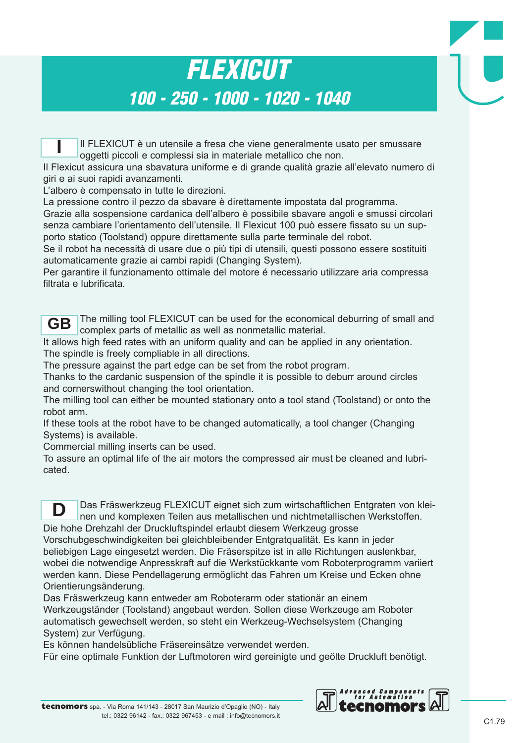# FLEXICUT

## 100 - 250 - 1000 - 1020 - 1040

**I**

Il FLEXICUT è un utensile a fresa che viene generalmente usato per smussare oggetti piccoli e complessi sia in materiale metallico che non.
Il Flexicut assicura una sbavatura uniforme e di grande qualità grazie all'elevato numero di giri e ai suoi rapidi avanzamenti.
L'albero è compensato in tutte le direzioni.
La pressione contro il pezzo da sbavare è direttamente impostata dal programma.
Grazie alla sospensione cardanica dell'albero è possibile sbavare angoli e smussi circolari senza cambiare l'orientamento dell'utensile. Il Flexicut 100 può essere fissato su un supporto statico (Toolstand) oppure direttamente sulla parte terminale del robot.
Se il robot ha necessità di usare due o più tipi di utensili, questi possono essere sostituiti automaticamente grazie ai cambi rapidi (Changing System).
Per garantire il funzionamento ottimale del motore é necessario utilizzare aria compressa filtrata e lubrificata.

**GB**

The milling tool FLEXICUT can be used for the economical deburring of small and complex parts of metallic as well as nonmetallic material.
It allows high feed rates with an uniform quality and can be applied in any orientation.
The spindle is freely compliable in all directions.
The pressure against the part edge can be set from the robot program.
Thanks to the cardanic suspension of the spindle it is possible to deburr around circles and cornerswithout changing the tool orientation.
The milling tool can either be mounted stationary onto a tool stand (Toolstand) or onto the robot arm.
If these tools at the robot have to be changed automatically, a tool changer (Changing Systems) is available.
Commercial milling inserts can be used.
To assure an optimal life of the air motors the compressed air must be cleaned and lubricated.

**D**

Das Fräswerkzeug FLEXICUT eignet sich zum wirtschaftlichen Entgraten von kleinen und komplexen Teilen aus metallischen und nichtmetallischen Werkstoffen.
Die hohe Drehzahl der Druckluftspindel erlaubt diesem Werkzeug grosse Vorschubgeschwindigkeiten bei gleichbleibender Entgratqualität. Es kann in jeder beliebigen Lage eingesetzt werden. Die Fräserspitze ist in alle Richtungen auslenkbar, wobei die notwendige Anpresskraft auf die Werkstückkante vom Roboterprogramm variiert werden kann. Diese Pendellagerung ermöglicht das Fahren um Kreise und Ecken ohne Orientierungsänderung.
Das Fräswerkzeug kann entweder am Roboterarm oder stationär an einem Werkzeugständer (Toolstand) angebaut werden. Sollen diese Werkzeuge am Roboter automatisch gewechselt werden, so steht ein Werkzeug-Wechselsystem (Changing System) zur Verfügung.
Es können handelsübliche Fräsereinsätze verwendet werden.
Für eine optimale Funktion der Luftmotoren wird gereinigte und geölte Druckluft benötigt.

**tecnomors** spa. - Via Roma 141/143 - 28017 San Maurizio d'Opaglio (NO) - Italy
tel.: 0322 96142 - fax.: 0322 967453 - e mail : info@tecnomors.it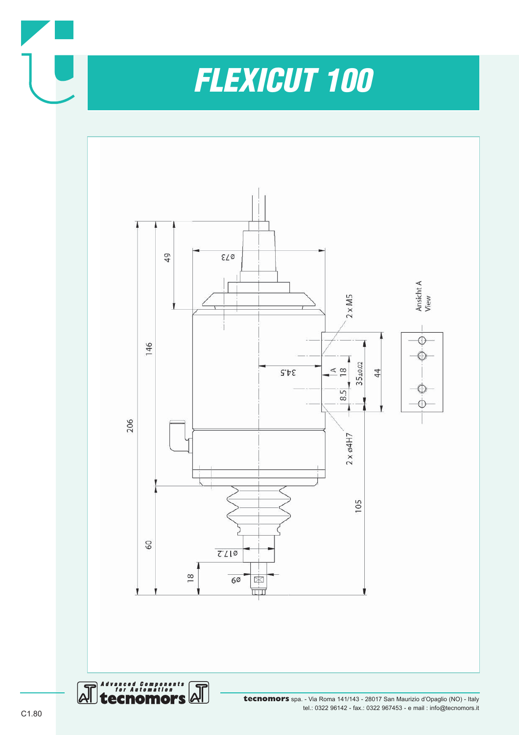# FLEXICUT 100

49

ø73

146

206

2 x M5

Ansicht A
View

34.5

A

18

35±0.02

44

8.5

2 x ø4H7

105

60

ø17.2

18

ø9

**tecnomors** spa. - Via Roma 141/143 - 28017 San Maurizio d'Opaglio (NO) - Italy
tel.: 0322 96142 - fax.: 0322 967453 - e mail : info@tecnomors.it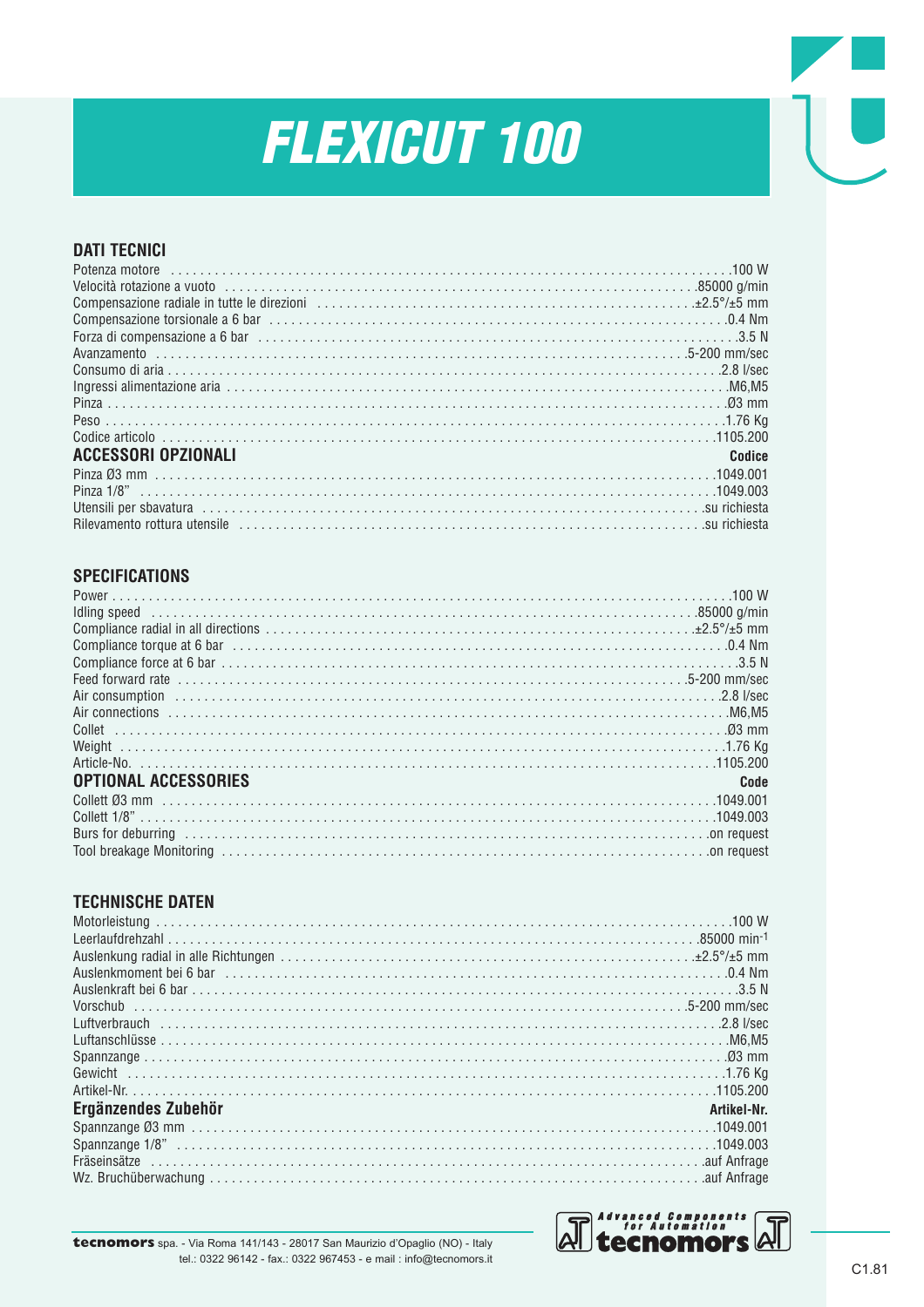# FLEXICUT 100

## DATI TECNICI

| | |
|---|---|
| Potenza motore | 100 W |
| Velocità rotazione a vuoto | 85000 g/min |
| Compensazione radiale in tutte le direzioni | ±2.5°/±5 mm |
| Compensazione torsionale a 6 bar | 0.4 Nm |
| Forza di compensazione a 6 bar | 3.5 N |
| Avanzamento | 5-200 mm/sec |
| Consumo di aria | 2.8 l/sec |
| Ingressi alimentazione aria | M6,M5 |
| Pinza | Ø3 mm |
| Peso | 1.76 Kg |
| Codice articolo | 1105.200 |

## ACCESSORI OPZIONALI

| | Codice |
|---|---|
| Pinza Ø3 mm | 1049.001 |
| Pinza 1/8" | 1049.003 |
| Utensili per sbavatura | su richiesta |
| Rilevamento rottura utensile | su richiesta |

## SPECIFICATIONS

| | |
|---|---|
| Power | 100 W |
| Idling speed | 85000 g/min |
| Compliance radial in all directions | ±2.5°/±5 mm |
| Compliance torque at 6 bar | 0.4 Nm |
| Compliance force at 6 bar | 3.5 N |
| Feed forward rate | 5-200 mm/sec |
| Air consumption | 2.8 l/sec |
| Air connections | M6,M5 |
| Collet | Ø3 mm |
| Weight | 1.76 Kg |
| Article-No. | 1105.200 |

## OPTIONAL ACCESSORIES

| | Code |
|---|---|
| Collett Ø3 mm | 1049.001 |
| Collett 1/8" | 1049.003 |
| Burs for deburring | on request |
| Tool breakage Monitoring | on request |

## TECHNISCHE DATEN

| | |
|---|---|
| Motorleistung | 100 W |
| Leerlaufdrehzahl | 85000 $min^{-1}$ |
| Auslenkung radial in alle Richtungen | ±2.5°/±5 mm |
| Auslenkmoment bei 6 bar | 0.4 Nm |
| Auslenkraft bei 6 bar | 3.5 N |
| Vorschub | 5-200 mm/sec |
| Luftverbrauch | 2.8 l/sec |
| Luftanschlüsse | M6,M5 |
| Spannzange | Ø3 mm |
| Gewicht | 1.76 Kg |
| Artikel-Nr. | 1105.200 |

## Ergänzendes Zubehör

| | Artikel-Nr. |
|---|---|
| Spannzange Ø3 mm | 1049.001 |
| Spannzange 1/8" | 1049.003 |
| Fräseinsätze | auf Anfrage |
| Wz. Bruchüberwachung | auf Anfrage |

**tecnomors** spa. - Via Roma 141/143 - 28017 San Maurizio d'Opaglio (NO) - Italy
tel.: 0322 96142 - fax.: 0322 967453 - e mail : info@tecnomors.it

Advanced Components for Automation **tecnomors**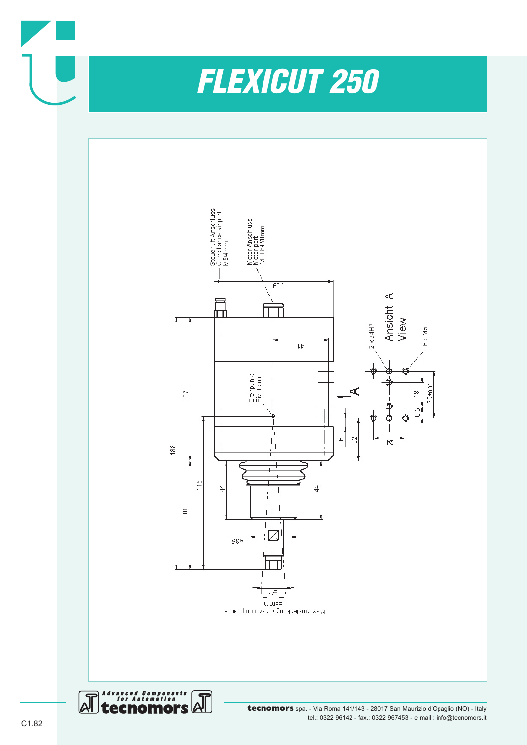# FLEXICUT 250

Steuerluft Anschluss
Compliance air port
M5/4 mm

Motor Anschluss
Motor port
1/8 BSP/8 mm

60ø

41

Drehpunkt
Pivot point

A

Ansicht A
View

2 x ø4H7

6 x M5

18

35±0.02

8.5

24

6

32

188

107

115

81

44

44

ø35

±4°

±8mm

Max. Auslenkung / max. compliance

**tecnomors** spa. - Via Roma 141/143 - 28017 San Maurizio d'Opaglio (NO) - Italy
tel.: 0322 96142 - fax.: 0322 967453 - e mail : info@tecnomors.it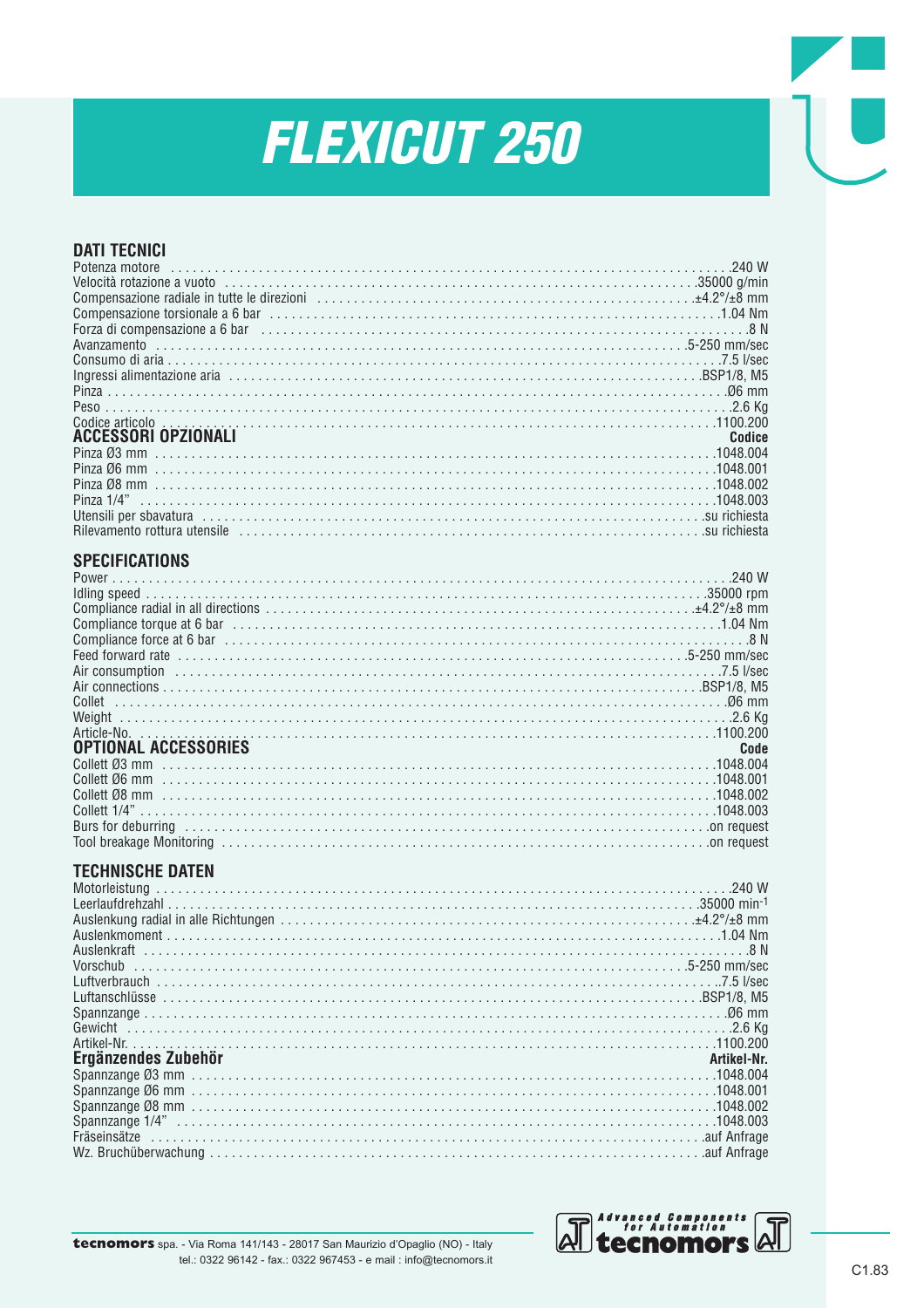# FLEXICUT 250

## DATI TECNICI

| | |
|---|---|
| Potenza motore | 240 W |
| Velocità rotazione a vuoto | 35000 g/min |
| Compensazione radiale in tutte le direzioni | ±4.2°/±8 mm |
| Compensazione torsionale a 6 bar | 1.04 Nm |
| Forza di compensazione a 6 bar | 8 N |
| Avanzamento | 5-250 mm/sec |
| Consumo di aria | 7.5 l/sec |
| Ingressi alimentazione aria | BSP1/8, M5 |
| Pinza | Ø6 mm |
| Peso | 2.6 Kg |
| Codice articolo | 1100.200 |

| ACCESSORI OPZIONALI | Codice |
|---|---|
| Pinza Ø3 mm | 1048.004 |
| Pinza Ø6 mm | 1048.001 |
| Pinza Ø8 mm | 1048.002 |
| Pinza 1/4" | 1048.003 |
| Utensili per sbavatura | su richiesta |
| Rilevamento rottura utensile | su richiesta |

## SPECIFICATIONS

| | |
|---|---|
| Power | 240 W |
| Idling speed | 35000 rpm |
| Compliance radial in all directions | ±4.2°/±8 mm |
| Compliance torque at 6 bar | 1.04 Nm |
| Compliance force at 6 bar | 8 N |
| Feed forward rate | 5-250 mm/sec |
| Air consumption | 7.5 l/sec |
| Air connections | BSP1/8, M5 |
| Collet | Ø6 mm |
| Weight | 2.6 Kg |
| Article-No. | 1100.200 |

| OPTIONAL ACCESSORIES | Code |
|---|---|
| Collett Ø3 mm | 1048.004 |
| Collett Ø6 mm | 1048.001 |
| Collett Ø8 mm | 1048.002 |
| Collett 1/4" | 1048.003 |
| Burs for deburring | on request |
| Tool breakage Monitoring | on request |

## TECHNISCHE DATEN

| | |
|---|---|
| Motorleistung | 240 W |
| Leerlaufdrehzahl | 35000 $min^{-1}$ |
| Auslenkung radial in alle Richtungen | ±4.2°/±8 mm |
| Auslenkmoment | 1.04 Nm |
| Auslenkraft | 8 N |
| Vorschub | 5-250 mm/sec |
| Luftverbrauch | 7.5 l/sec |
| Luftanschlüsse | BSP1/8, M5 |
| Spannzange | Ø6 mm |
| Gewicht | 2.6 Kg |
| Artikel-Nr. | 1100.200 |

| Ergänzendes Zubehör | Artikel-Nr. |
|---|---|
| Spannzange Ø3 mm | 1048.004 |
| Spannzange Ø6 mm | 1048.001 |
| Spannzange Ø8 mm | 1048.002 |
| Spannzange 1/4" | 1048.003 |
| Fräseinsätze | auf Anfrage |
| Wz. Bruchüberwachung | auf Anfrage |

**tecnomors** spa. - Via Roma 141/143 - 28017 San Maurizio d'Opaglio (NO) - Italy
tel.: 0322 96142 - fax.: 0322 967453 - e mail : info@tecnomors.it

Advanced Components for Automation
tecnomors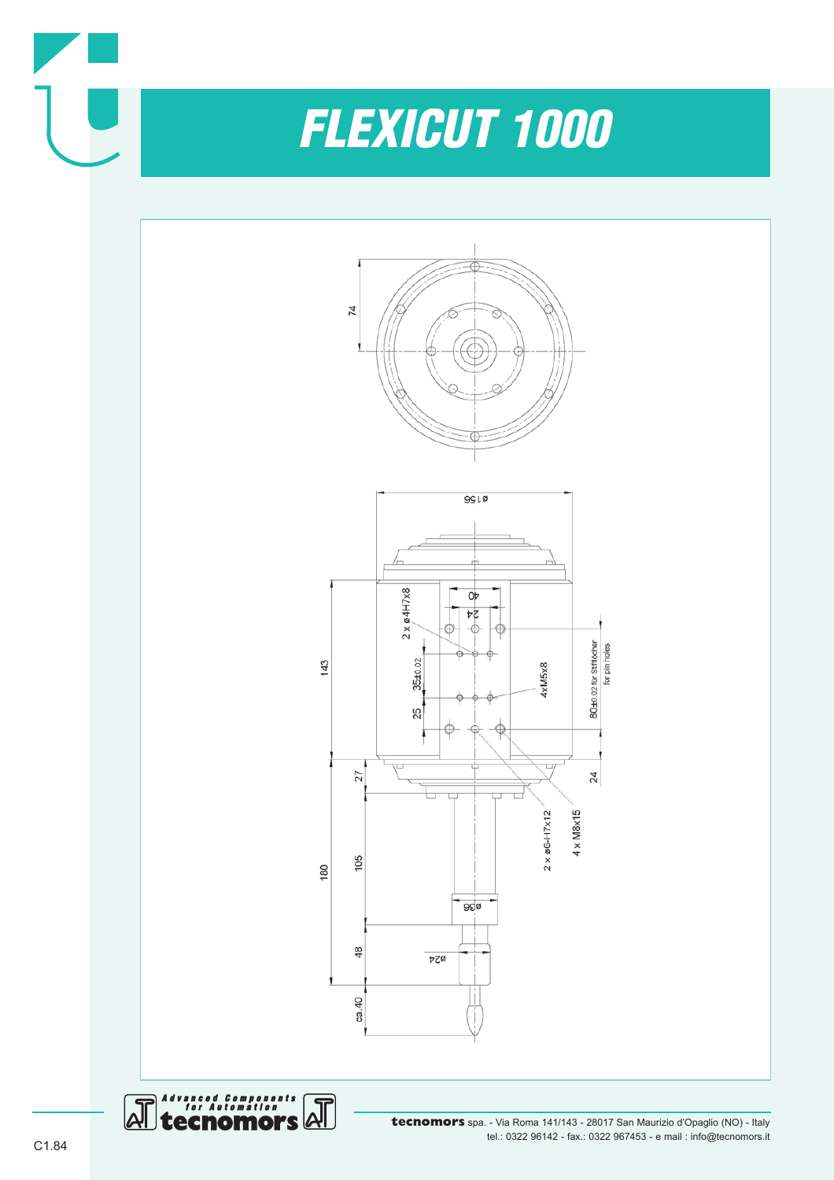# FLEXICUT 1000

74

ø156

40

24

2 x ø4H7x8

143

35±0.02

25

4xM5x8

80±0.02 für Stiftlöcher for pin holes

24

27

2 x ø6-H7x12

4 x M8x15

180

105

ø36

48

ø24

ca.40

**tecnomors** spa. - Via Roma 141/143 - 28017 San Maurizio d'Opaglio (NO) - Italy
tel.: 0322 96142 - fax.: 0322 967453 - e mail : info@tecnomors.it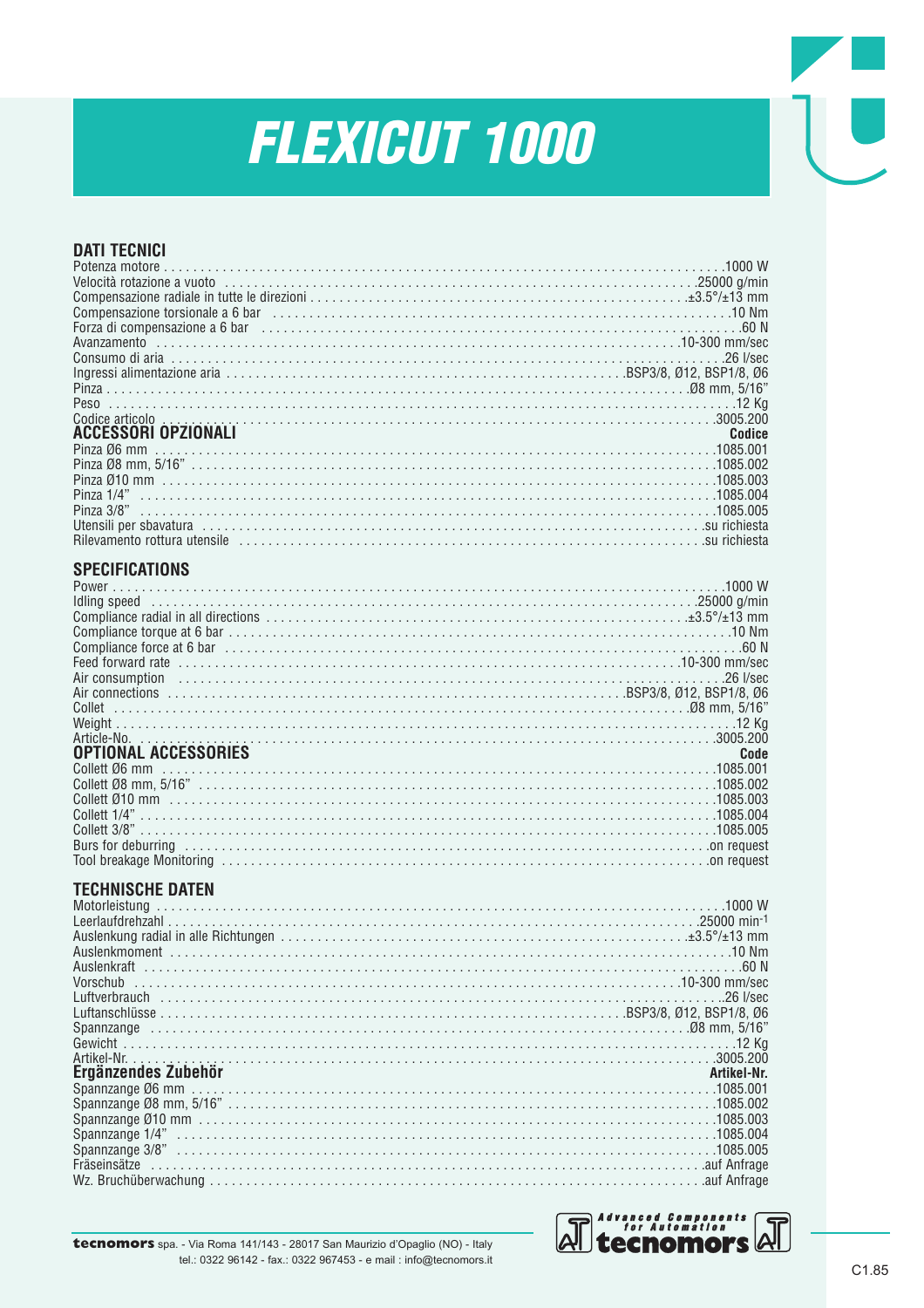# FLEXICUT 1000

## DATI TECNICI

| | |
|---|---|
| Potenza motore | 1000 W |
| Velocità rotazione a vuoto | 25000 g/min |
| Compensazione radiale in tutte le direzioni | ±3.5°/±13 mm |
| Compensazione torsionale a 6 bar | 10 Nm |
| Forza di compensazione a 6 bar | 60 N |
| Avanzamento | 10-300 mm/sec |
| Consumo di aria | 26 l/sec |
| Ingressi alimentazione aria | BSP3/8, Ø12, BSP1/8, Ø6 |
| Pinza | Ø8 mm, 5/16" |
| Peso | 12 Kg |
| Codice articolo | 3005.200 |

## ACCESSORI OPZIONALI

| | Codice |
|---|---|
| Pinza Ø6 mm | 1085.001 |
| Pinza Ø8 mm, 5/16" | 1085.002 |
| Pinza Ø10 mm | 1085.003 |
| Pinza 1/4" | 1085.004 |
| Pinza 3/8" | 1085.005 |
| Utensili per sbavatura | su richiesta |
| Rilevamento rottura utensile | su richiesta |

## SPECIFICATIONS

| | |
|---|---|
| Power | 1000 W |
| Idling speed | 25000 g/min |
| Compliance radial in all directions | ±3.5°/±13 mm |
| Compliance torque at 6 bar | 10 Nm |
| Compliance force at 6 bar | 60 N |
| Feed forward rate | 10-300 mm/sec |
| Air consumption | 26 l/sec |
| Air connections | BSP3/8, Ø12, BSP1/8, Ø6 |
| Collet | Ø8 mm, 5/16" |
| Weight | 12 Kg |
| Article-No. | 3005.200 |

## OPTIONAL ACCESSORIES

| | Code |
|---|---|
| Collett Ø6 mm | 1085.001 |
| Collett Ø8 mm, 5/16" | 1085.002 |
| Collett Ø10 mm | 1085.003 |
| Collett 1/4" | 1085.004 |
| Collett 3/8" | 1085.005 |
| Burs for deburring | on request |
| Tool breakage Monitoring | on request |

## TECHNISCHE DATEN

| | |
|---|---|
| Motorleistung | 1000 W |
| Leerlaufdrehzahl | 25000 min$^{-1}$ |
| Auslenkung radial in alle Richtungen | ±3.5°/±13 mm |
| Auslenkmoment | 10 Nm |
| Auslenkraft | 60 N |
| Vorschub | 10-300 mm/sec |
| Luftverbrauch | 26 l/sec |
| Luftanschlüsse | BSP3/8, Ø12, BSP1/8, Ø6 |
| Spannzange | Ø8 mm, 5/16" |
| Gewicht | 12 Kg |
| Artikel-Nr. | 3005.200 |

## Ergänzendes Zubehör

| | Artikel-Nr. |
|---|---|
| Spannzange Ø6 mm | 1085.001 |
| Spannzange Ø8 mm, 5/16" | 1085.002 |
| Spannzange Ø10 mm | 1085.003 |
| Spannzange 1/4" | 1085.004 |
| Spannzange 3/8" | 1085.005 |
| Fräseinsätze | auf Anfrage |
| Wz. Bruchüberwachung | auf Anfrage |

**tecnomors** spa. - Via Roma 141/143 - 28017 San Maurizio d'Opaglio (NO) - Italy
tel.: 0322 96142 - fax.: 0322 967453 - e mail : info@tecnomors.it

Advanced Components for Automation **tecnomors**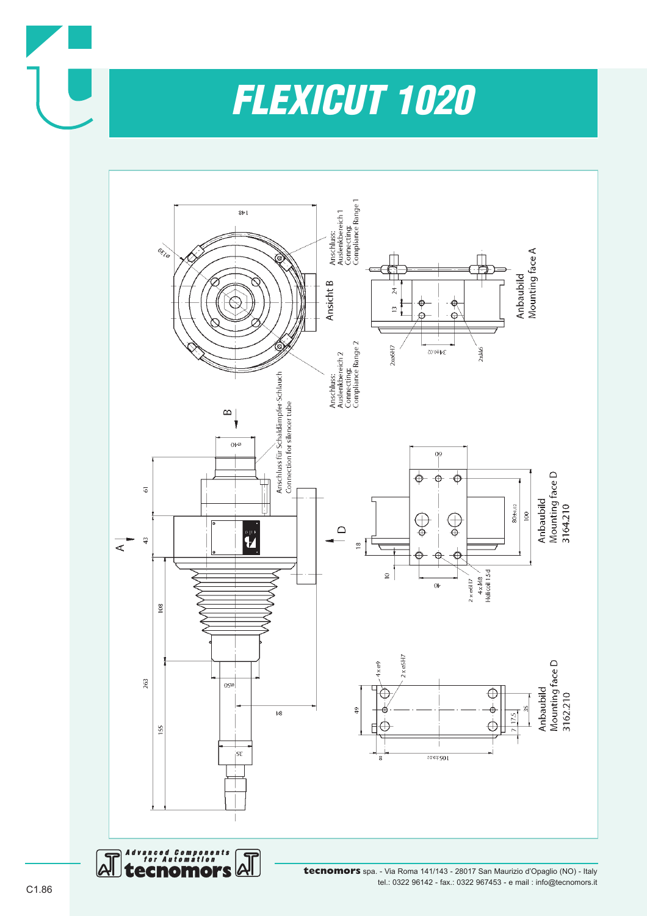# FLEXICUT 1020

Ansicht B

Anschluss: Auslenkbereich 1
Connecting: Compliance Range 1

Anschluss: Auslenkbereich 2
Connecting: Compliance Range 2

Anschluss für Schaldämpfer-Schlauch
Connection for silencer tube

Anbaubild
Mounting face A

Anbaubild
Mounting face D
3164.210

Anbaubild
Mounting face D
3162.210

148
Ø139
Ø40
61
43
108
263
155
Ø50
84
35
24
13
2xØ6H7
34±0.02
2xM6
60
80±0.02
100
18
10
40
2 x Ø8 H7
4 x M8
Heli coil 1.5d
4 x Ø9
2 x Ø5H7
49
35
17.5
7
8
105±0.02

tecnomors spa. - Via Roma 141/143 - 28017 San Maurizio d'Opaglio (NO) - Italy
tel.: 0322 96142 - fax.: 0322 967453 - e mail : info@tecnomors.it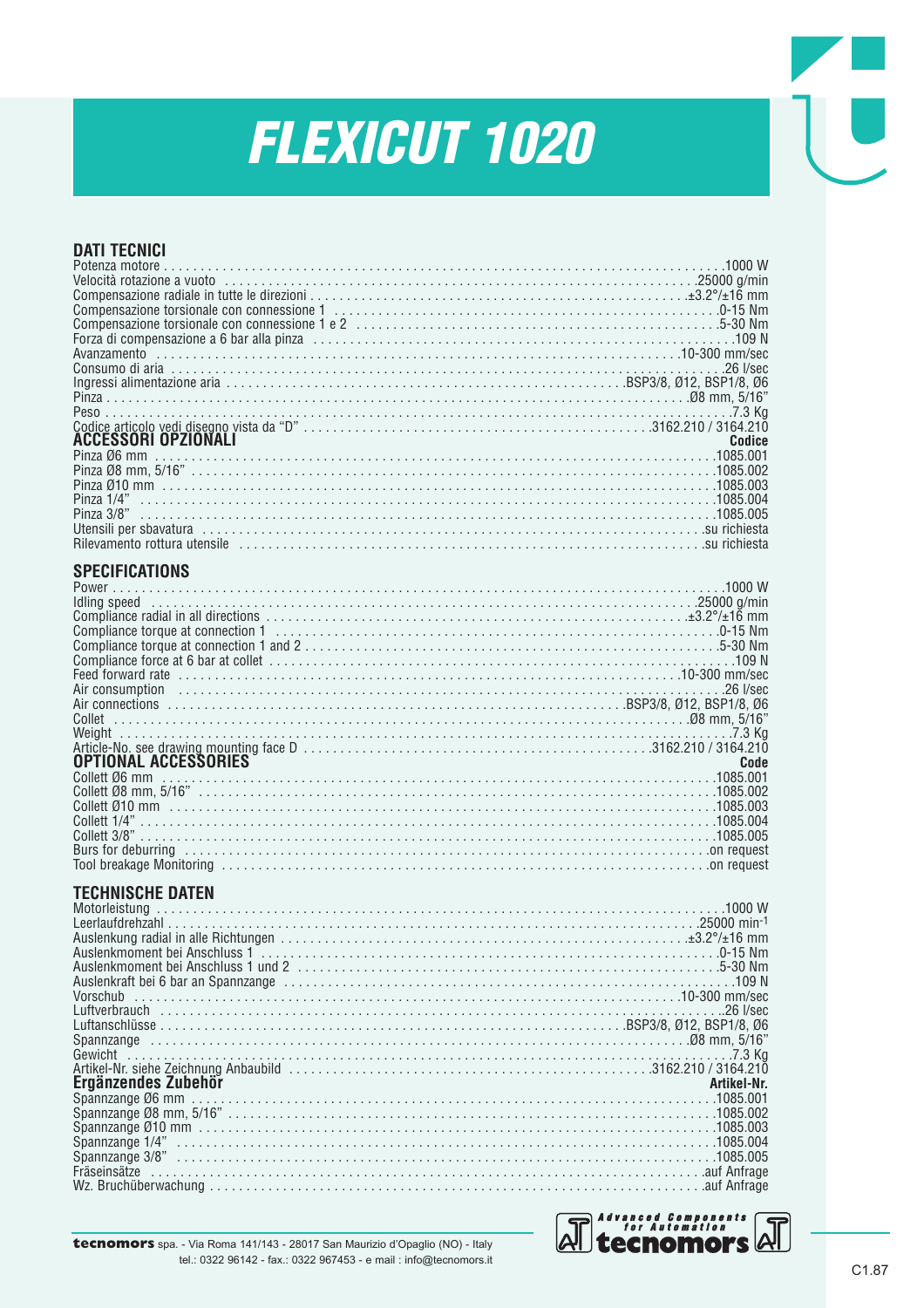# FLEXICUT 1020

## DATI TECNICI

| | |
|---|---|
| Potenza motore | 1000 W |
| Velocità rotazione a vuoto | 25000 g/min |
| Compensazione radiale in tutte le direzioni | ±3.2°/±16 mm |
| Compensazione torsionale con connessione 1 | 0-15 Nm |
| Compensazione torsionale con connessione 1 e 2 | 5-30 Nm |
| Forza di compensazione a 6 bar alla pinza | 109 N |
| Avanzamento | 10-300 mm/sec |
| Consumo di aria | 26 l/sec |
| Ingressi alimentazione aria | BSP3/8, Ø12, BSP1/8, Ø6 |
| Pinza | Ø8 mm, 5/16" |
| Peso | 7.3 Kg |
| Codice articolo vedi disegno vista da "D" | 3162.210 / 3164.210 |

### ACCESSORI OPZIONALI

| | Codice |
|---|---|
| Pinza Ø6 mm | 1085.001 |
| Pinza Ø8 mm, 5/16" | 1085.002 |
| Pinza Ø10 mm | 1085.003 |
| Pinza 1/4" | 1085.004 |
| Pinza 3/8" | 1085.005 |
| Utensili per sbavatura | su richiesta |
| Rilevamento rottura utensile | su richiesta |

## SPECIFICATIONS

| | |
|---|---|
| Power | 1000 W |
| Idling speed | 25000 g/min |
| Compliance radial in all directions | ±3.2°/±16 mm |
| Compliance torque at connection 1 | 0-15 Nm |
| Compliance torque at connection 1 and 2 | 5-30 Nm |
| Compliance force at 6 bar at collet | 109 N |
| Feed forward rate | 10-300 mm/sec |
| Air consumption | 26 l/sec |
| Air connections | BSP3/8, Ø12, BSP1/8, Ø6 |
| Collet | Ø8 mm, 5/16" |
| Weight | 7.3 Kg |
| Article-No. see drawing mounting face D | 3162.210 / 3164.210 |

### OPTIONAL ACCESSORIES

| | Code |
|---|---|
| Collett Ø6 mm | 1085.001 |
| Collett Ø8 mm, 5/16" | 1085.002 |
| Collett Ø10 mm | 1085.003 |
| Collett 1/4" | 1085.004 |
| Collett 3/8" | 1085.005 |
| Burs for deburring | on request |
| Tool breakage Monitoring | on request |

## TECHNISCHE DATEN

| | |
|---|---|
| Motorleistung | 1000 W |
| Leerlaufdrehzahl | 25000 $min^{-1}$ |
| Auslenkung radial in alle Richtungen | ±3.2°/±16 mm |
| Auslenkmoment bei Anschluss 1 | 0-15 Nm |
| Auslenkmoment bei Anschluss 1 und 2 | 5-30 Nm |
| Auslenkraft bei 6 bar an Spannzange | 109 N |
| Vorschub | 10-300 mm/sec |
| Luftverbrauch | 26 l/sec |
| Luftanschlüsse | BSP3/8, Ø12, BSP1/8, Ø6 |
| Spannzange | Ø8 mm, 5/16" |
| Gewicht | 7.3 Kg |
| Artikel-Nr. siehe Zeichnung Anbaubild | 3162.210 / 3164.210 |

### Ergänzendes Zubehör

| | Artikel-Nr. |
|---|---|
| Spannzange Ø6 mm | 1085.001 |
| Spannzange Ø8 mm, 5/16" | 1085.002 |
| Spannzange Ø10 mm | 1085.003 |
| Spannzange 1/4" | 1085.004 |
| Spannzange 3/8" | 1085.005 |
| Fräseinsätze | auf Anfrage |
| Wz. Bruchüberwachung | auf Anfrage |

**tecnomors** spa. - Via Roma 141/143 - 28017 San Maurizio d'Opaglio (NO) - Italy
tel.: 0322 96142 - fax.: 0322 967453 - e mail : info@tecnomors.it

Advanced Components for Automation — tecnomors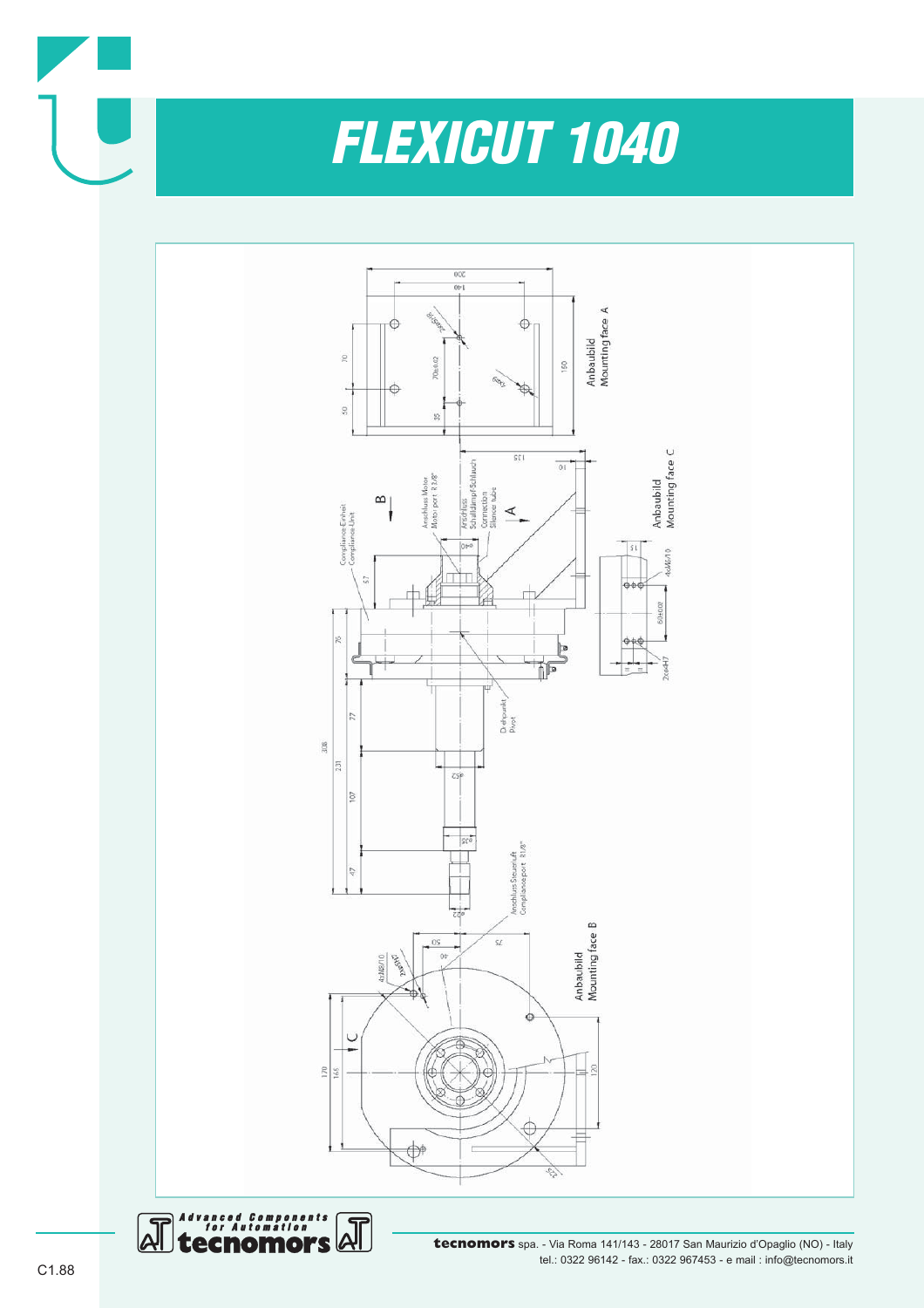# FLEXICUT 1040

Anbaubild
Mounting face A

Anbaubild
Mounting face C

Compliance Einheit
Compliance Unit

Anschluss Motor
Motor port R 3/8"

Anschluss Schalldämpf-Schlauch
Connection Silencer tube

Drehpunkt
Pivot

Anschluss Steuerluft
Compliance port R 1/8"

Anbaubild
Mounting face B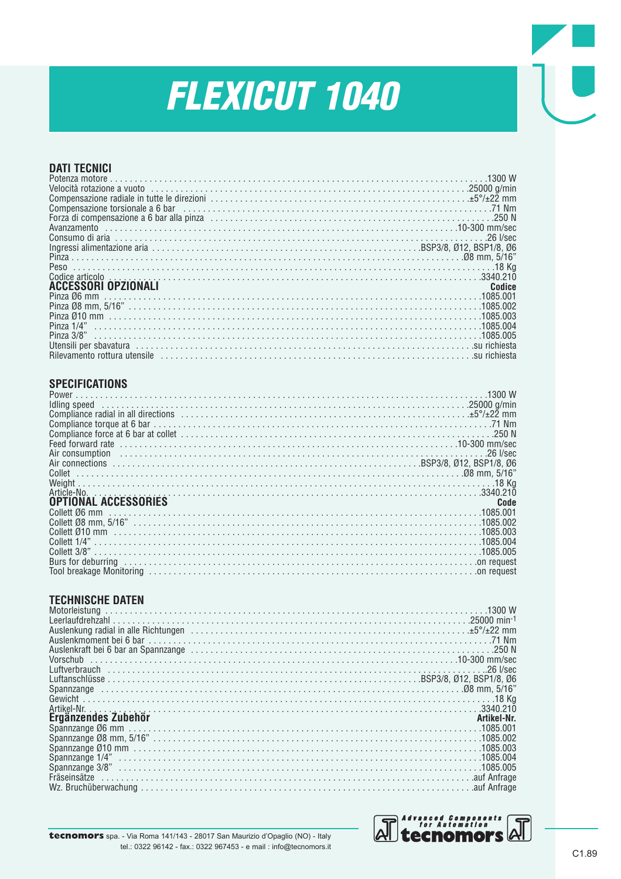# FLEXICUT 1040

## DATI TECNICI

| | |
|---|---|
| Potenza motore | 1300 W |
| Velocità rotazione a vuoto | 25000 g/min |
| Compensazione radiale in tutte le direzioni | ±5°/±22 mm |
| Compensazione torsionale a 6 bar | 71 Nm |
| Forza di compensazione a 6 bar alla pinza | 250 N |
| Avanzamento | 10-300 mm/sec |
| Consumo di aria | 26 l/sec |
| Ingressi alimentazione aria | BSP3/8, Ø12, BSP1/8, Ø6 |
| Pinza | Ø8 mm, 5/16" |
| Peso | 18 Kg |
| Codice articolo | 3340.210 |

| ACCESSORI OPZIONALI | Codice |
|---|---|
| Pinza Ø6 mm | 1085.001 |
| Pinza Ø8 mm, 5/16" | 1085.002 |
| Pinza Ø10 mm | 1085.003 |
| Pinza 1/4" | 1085.004 |
| Pinza 3/8" | 1085.005 |
| Utensili per sbavatura | su richiesta |
| Rilevamento rottura utensile | su richiesta |

## SPECIFICATIONS

| | |
|---|---|
| Power | 1300 W |
| Idling speed | 25000 g/min |
| Compliance radial in all directions | ±5°/±22 mm |
| Compliance torque at 6 bar | 71 Nm |
| Compliance force at 6 bar at collet | 250 N |
| Feed forward rate | 10-300 mm/sec |
| Air consumption | 26 l/sec |
| Air connections | BSP3/8, Ø12, BSP1/8, Ø6 |
| Collet | Ø8 mm, 5/16" |
| Weight | 18 Kg |
| Article-No. | 3340.210 |

| OPTIONAL ACCESSORIES | Code |
|---|---|
| Collett Ø6 mm | 1085.001 |
| Collett Ø8 mm, 5/16" | 1085.002 |
| Collett Ø10 mm | 1085.003 |
| Collett 1/4" | 1085.004 |
| Collett 3/8" | 1085.005 |
| Burs for deburring | on request |
| Tool breakage Monitoring | on request |

## TECHNISCHE DATEN

| | |
|---|---|
| Motorleistung | 1300 W |
| Leerlaufdrehzahl | 25000 min$^{-1}$ |
| Auslenkung radial in alle Richtungen | ±5°/±22 mm |
| Auslenkmoment bei 6 bar | 71 Nm |
| Auslenkraft bei 6 bar an Spannzange | 250 N |
| Vorschub | 10-300 mm/sec |
| Luftverbrauch | 26 l/sec |
| Luftanschlüsse | BSP3/8, Ø12, BSP1/8, Ø6 |
| Spannzange | Ø8 mm, 5/16" |
| Gewicht | 18 Kg |
| Artikel-Nr. | 3340.210 |

| Ergänzendes Zubehör | Artikel-Nr. |
|---|---|
| Spannzange Ø6 mm | 1085.001 |
| Spannzange Ø8 mm, 5/16" | 1085.002 |
| Spannzange Ø10 mm | 1085.003 |
| Spannzange 1/4" | 1085.004 |
| Spannzange 3/8" | 1085.005 |
| Fräseinsätze | auf Anfrage |
| Wz. Bruchüberwachung | auf Anfrage |

**tecnomors** spa. - Via Roma 141/143 - 28017 San Maurizio d'Opaglio (NO) - Italy
tel.: 0322 96142 - fax.: 0322 967453 - e mail : info@tecnomors.it

Advanced Components for Automation **tecnomors**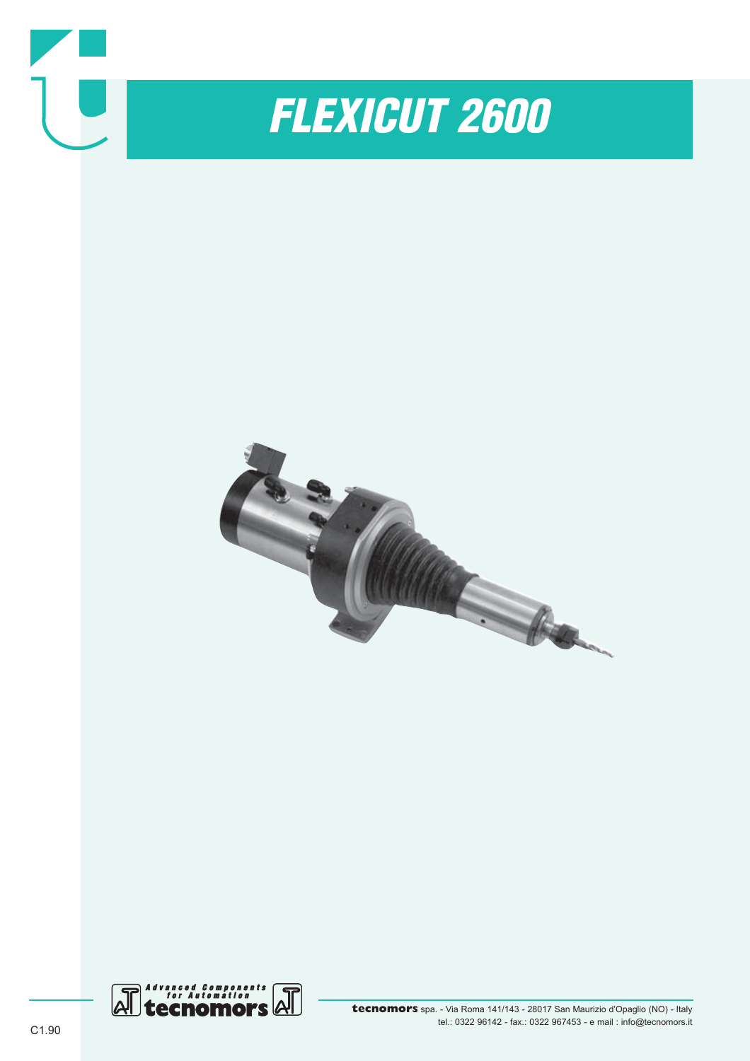# FLEXICUT 2600

Advanced Components for Automation
tecnomors

**tecnomors** spa. - Via Roma 141/143 - 28017 San Maurizio d'Opaglio (NO) - Italy
tel.: 0322 96142 - fax.: 0322 967453 - e mail : info@tecnomors.it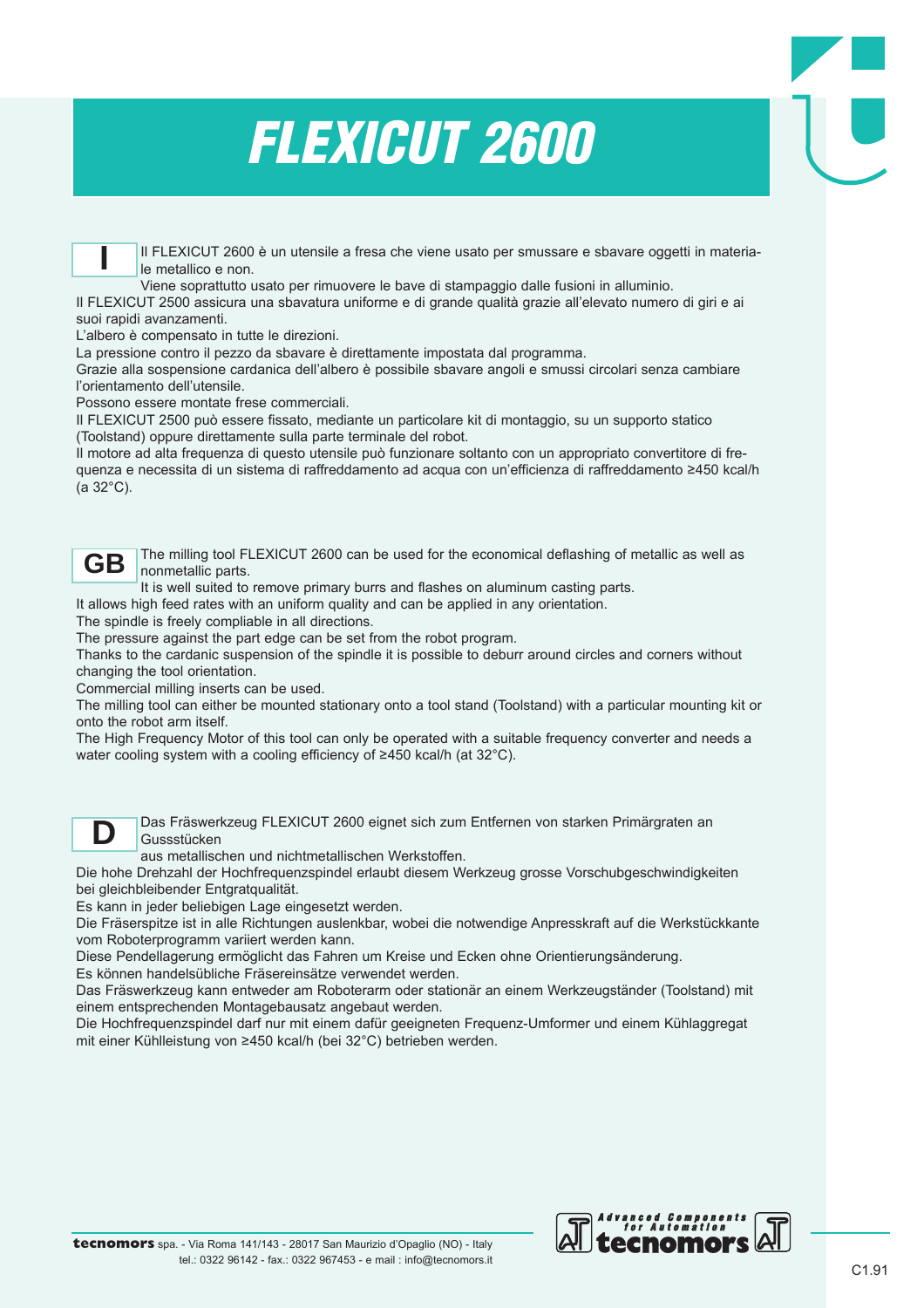# FLEXICUT 2600

**I**

Il FLEXICUT 2600 è un utensile a fresa che viene usato per smussare e sbavare oggetti in materiale metallico e non.

Viene soprattutto usato per rimuovere le bave di stampaggio dalle fusioni in alluminio.

Il FLEXICUT 2500 assicura una sbavatura uniforme e di grande qualità grazie all'elevato numero di giri e ai suoi rapidi avanzamenti.

L'albero è compensato in tutte le direzioni.

La pressione contro il pezzo da sbavare è direttamente impostata dal programma.

Grazie alla sospensione cardanica dell'albero è possibile sbavare angoli e smussi circolari senza cambiare l'orientamento dell'utensile.

Possono essere montate frese commerciali.

Il FLEXICUT 2500 può essere fissato, mediante un particolare kit di montaggio, su un supporto statico (Toolstand) oppure direttamente sulla parte terminale del robot.

Il motore ad alta frequenza di questo utensile può funzionare soltanto con un appropriato convertitore di frequenza e necessita di un sistema di raffreddamento ad acqua con un'efficienza di raffreddamento ≥450 kcal/h (a 32°C).

**GB**

The milling tool FLEXICUT 2600 can be used for the economical deflashing of metallic as well as nonmetallic parts.

It is well suited to remove primary burrs and flashes on aluminum casting parts.

It allows high feed rates with an uniform quality and can be applied in any orientation.

The spindle is freely compliable in all directions.

The pressure against the part edge can be set from the robot program.

Thanks to the cardanic suspension of the spindle it is possible to deburr around circles and corners without changing the tool orientation.

Commercial milling inserts can be used.

The milling tool can either be mounted stationary onto a tool stand (Toolstand) with a particular mounting kit or onto the robot arm itself.

The High Frequency Motor of this tool can only be operated with a suitable frequency converter and needs a water cooling system with a cooling efficiency of ≥450 kcal/h (at 32°C).

**D**

Das Fräswerkzeug FLEXICUT 2600 eignet sich zum Entfernen von starken Primärgraten an Gussstücken aus metallischen und nichtmetallischen Werkstoffen.

Die hohe Drehzahl der Hochfrequenzspindel erlaubt diesem Werkzeug grosse Vorschubgeschwindigkeiten bei gleichbleibender Entgratqualität.

Es kann in jeder beliebigen Lage eingesetzt werden.

Die Fräserspitze ist in alle Richtungen auslenkbar, wobei die notwendige Anpresskraft auf die Werkstückkante vom Roboterprogramm variiert werden kann.

Diese Pendellagerung ermöglicht das Fahren um Kreise und Ecken ohne Orientierungsänderung.

Es können handelsübliche Fräsereinsätze verwendet werden.

Das Fräswerkzeug kann entweder am Roboterarm oder stationär an einem Werkzeugständer (Toolstand) mit einem entsprechenden Montagebausatz angebaut werden.

Die Hochfrequenzspindel darf nur mit einem dafür geeigneten Frequenz-Umformer und einem Kühlaggregat mit einer Kühlleistung von ≥450 kcal/h (bei 32°C) betrieben werden.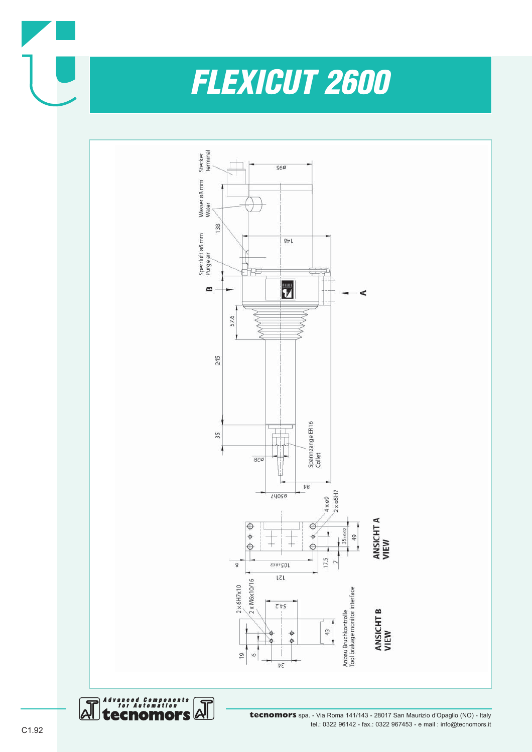# FLEXICUT 2600

Stecker
Terminal

Wasser ø8 mm
Water

Sperrluft ø6 mm
Purge air

ø95

148

138

B

A

57.6

245

35

Spannzange ER16
Collet

ø28

84

ø50h7

4 x ø9

2 x ø5H7

8

105±0.02

121

17.5

7

35±0.02

49

**ANSICHT A**
**VIEW**

2 x 6H7x10

2 x M6x10/16

54.2

19

6

34

43

Anbau Bruchkontrolle
Tool brakage monitor interface

**ANSICHT B**
**VIEW**

Advanced Components for Automation
tecnomors

**tecnomors** spa. - Via Roma 141/143 - 28017 San Maurizio d'Opaglio (NO) - Italy
tel.: 0322 96142 - fax.: 0322 967453 - e mail : info@tecnomors.it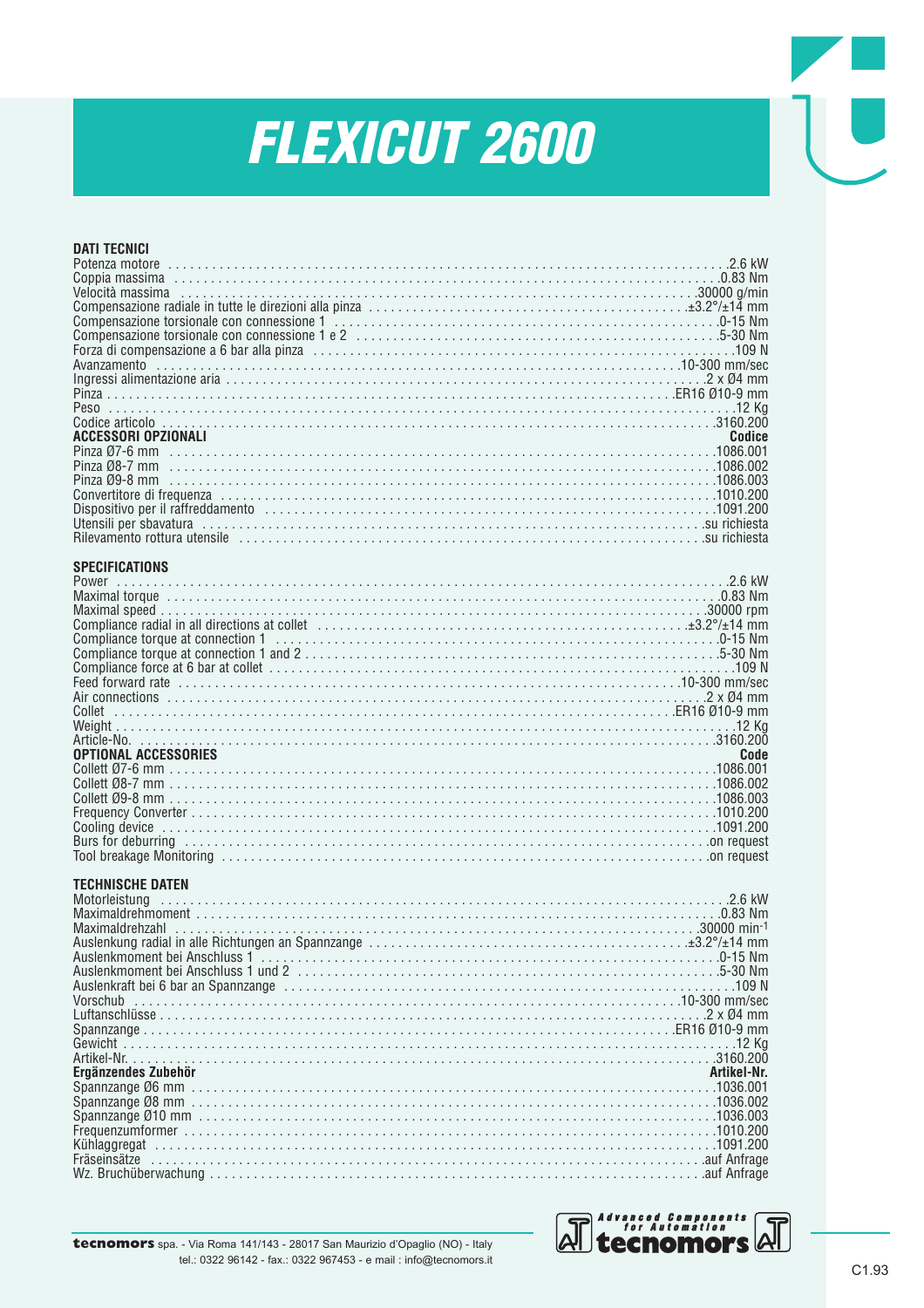# FLEXICUT 2600

## DATI TECNICI

| | |
|---|---|
| Potenza motore | 2.6 kW |
| Coppia massima | 0.83 Nm |
| Velocità massima | 30000 g/min |
| Compensazione radiale in tutte le direzioni alla pinza | ±3.2°/±14 mm |
| Compensazione torsionale con connessione 1 | 0-15 Nm |
| Compensazione torsionale con connessione 1 e 2 | 5-30 Nm |
| Forza di compensazione a 6 bar alla pinza | 109 N |
| Avanzamento | 10-300 mm/sec |
| Ingressi alimentazione aria | 2 x Ø4 mm |
| Pinza | ER16 Ø10-9 mm |
| Peso | 12 Kg |
| Codice articolo | 3160.200 |
| **ACCESSORI OPZIONALI** | **Codice** |
| Pinza Ø7-6 mm | 1086.001 |
| Pinza Ø8-7 mm | 1086.002 |
| Pinza Ø9-8 mm | 1086.003 |
| Convertitore di frequenza | 1010.200 |
| Dispositivo per il raffreddamento | 1091.200 |
| Utensili per sbavatura | su richiesta |
| Rilevamento rottura utensile | su richiesta |

## SPECIFICATIONS

| | |
|---|---|
| Power | 2.6 kW |
| Maximal torque | 0.83 Nm |
| Maximal speed | 30000 rpm |
| Compliance radial in all directions at collet | ±3.2°/±14 mm |
| Compliance torque at connection 1 | 0-15 Nm |
| Compliance torque at connection 1 and 2 | 5-30 Nm |
| Compliance force at 6 bar at collet | 109 N |
| Feed forward rate | 10-300 mm/sec |
| Air connections | 2 x Ø4 mm |
| Collet | ER16 Ø10-9 mm |
| Weight | 12 Kg |
| Article-No. | 3160.200 |
| **OPTIONAL ACCESSORIES** | **Code** |
| Collett Ø7-6 mm | 1086.001 |
| Collett Ø8-7 mm | 1086.002 |
| Collett Ø9-8 mm | 1086.003 |
| Frequency Converter | 1010.200 |
| Cooling device | 1091.200 |
| Burs for deburring | on request |
| Tool breakage Monitoring | on request |

## TECHNISCHE DATEN

| | |
|---|---|
| Motorleistung | 2.6 kW |
| Maximaldrehmoment | 0.83 Nm |
| Maximaldrehzahl | 30000 $min^{-1}$ |
| Auslenkung radial in alle Richtungen an Spannzange | ±3.2°/±14 mm |
| Auslenkmoment bei Anschluss 1 | 0-15 Nm |
| Auslenkmoment bei Anschluss 1 und 2 | 5-30 Nm |
| Auslenkraft bei 6 bar an Spannzange | 109 N |
| Vorschub | 10-300 mm/sec |
| Luftanschlüsse | 2 x Ø4 mm |
| Spannzange | ER16 Ø10-9 mm |
| Gewicht | 12 Kg |
| Artikel-Nr. | 3160.200 |
| **Ergänzendes Zubehör** | **Artikel-Nr.** |
| Spannzange Ø6 mm | 1036.001 |
| Spannzange Ø8 mm | 1036.002 |
| Spannzange Ø10 mm | 1036.003 |
| Frequenzumformer | 1010.200 |
| Kühlaggregat | 1091.200 |
| Fräseinsätze | auf Anfrage |
| Wz. Bruchüberwachung | auf Anfrage |

**tecnomors** spa. - Via Roma 141/143 - 28017 San Maurizio d'Opaglio (NO) - Italy
tel.: 0322 96142 - fax.: 0322 967453 - e mail : info@tecnomors.it

Advanced Components for Automation **tecnomors**